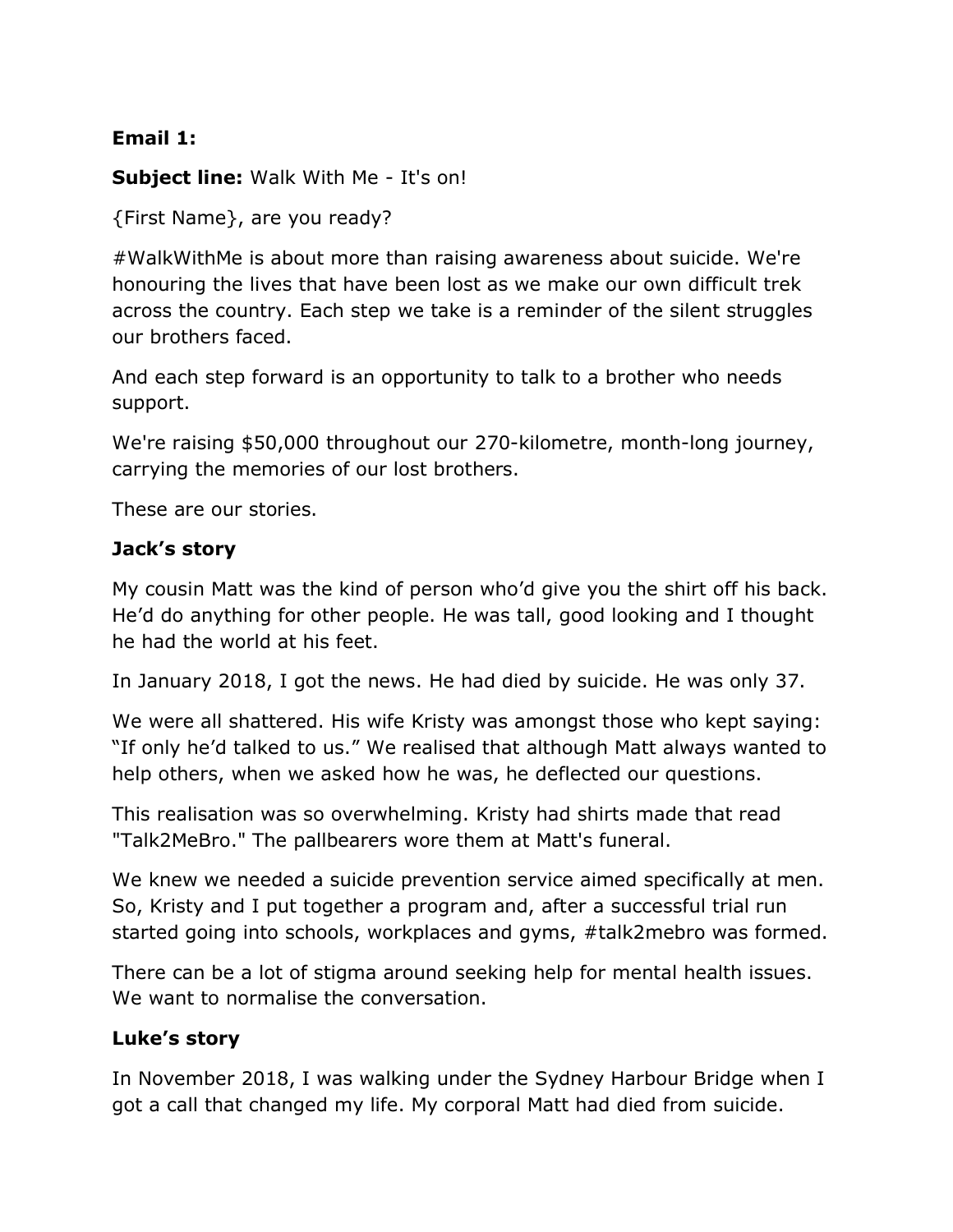**Email 1:**

**Subject line:** Walk With Me - It's on!

{First Name}, are you ready?

#WalkWithMe is about more than raising awareness about suicide. We're honouring the lives that have been lost as we make our own difficult trek across the country. Each step we take is a reminder of the silent struggles our brothers faced.

And each step forward is an opportunity to talk to a brother who needs support.

We're raising $50,000 throughout our 270-kilometre, month-long journey, carrying the memories of our lost brothers.

These are our stories.

**Jack's story**

My cousin Matt was the kind of person who'd give you the shirt off his back. He'd do anything for other people. He was tall, good looking and I thought he had the world at his feet.

In January 2018, I got the news. He had died by suicide. He was only 37.

We were all shattered. His wife Kristy was amongst those who kept saying: "If only he'd talked to us." We realised that although Matt always wanted to help others, when we asked how he was, he deflected our questions.

This realisation was so overwhelming. Kristy had shirts made that read "Talk2MeBro." The pallbearers wore them at Matt's funeral.

We knew we needed a suicide prevention service aimed specifically at men. So, Kristy and I put together a program and, after a successful trial run started going into schools, workplaces and gyms, #talk2mebro was formed.

There can be a lot of stigma around seeking help for mental health issues. We want to normalise the conversation.

**Luke's story**

In November 2018, I was walking under the Sydney Harbour Bridge when I got a call that changed my life. My corporal Matt had died from suicide.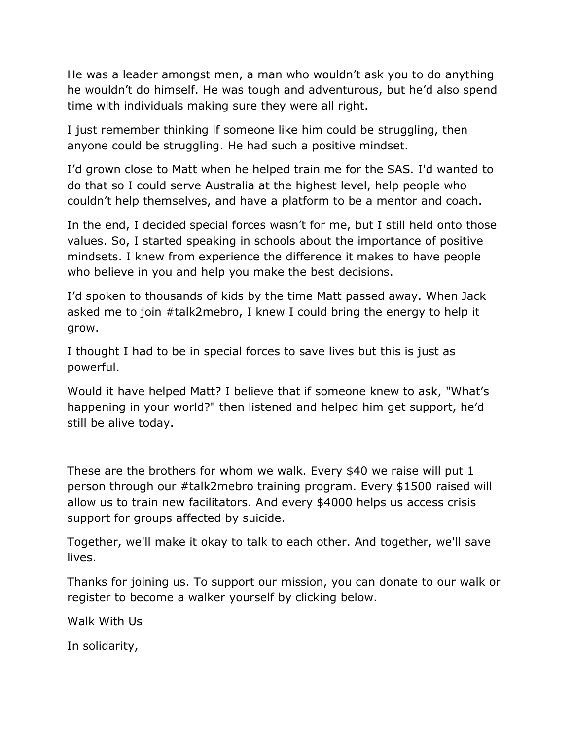He was a leader amongst men, a man who wouldn't ask you to do anything he wouldn't do himself. He was tough and adventurous, but he'd also spend time with individuals making sure they were all right.

I just remember thinking if someone like him could be struggling, then anyone could be struggling. He had such a positive mindset.

I'd grown close to Matt when he helped train me for the SAS. I'd wanted to do that so I could serve Australia at the highest level, help people who couldn't help themselves, and have a platform to be a mentor and coach.

In the end, I decided special forces wasn't for me, but I still held onto those values. So, I started speaking in schools about the importance of positive mindsets. I knew from experience the difference it makes to have people who believe in you and help you make the best decisions.

I'd spoken to thousands of kids by the time Matt passed away. When Jack asked me to join #talk2mebro, I knew I could bring the energy to help it grow.

I thought I had to be in special forces to save lives but this is just as powerful.

Would it have helped Matt? I believe that if someone knew to ask, "What's happening in your world?" then listened and helped him get support, he'd still be alive today.

These are the brothers for whom we walk. Every $40 we raise will put 1 person through our #talk2mebro training program. Every $1500 raised will allow us to train new facilitators. And every $4000 helps us access crisis support for groups affected by suicide.

Together, we'll make it okay to talk to each other. And together, we'll save lives.

Thanks for joining us. To support our mission, you can donate to our walk or register to become a walker yourself by clicking below.

Walk With Us

In solidarity,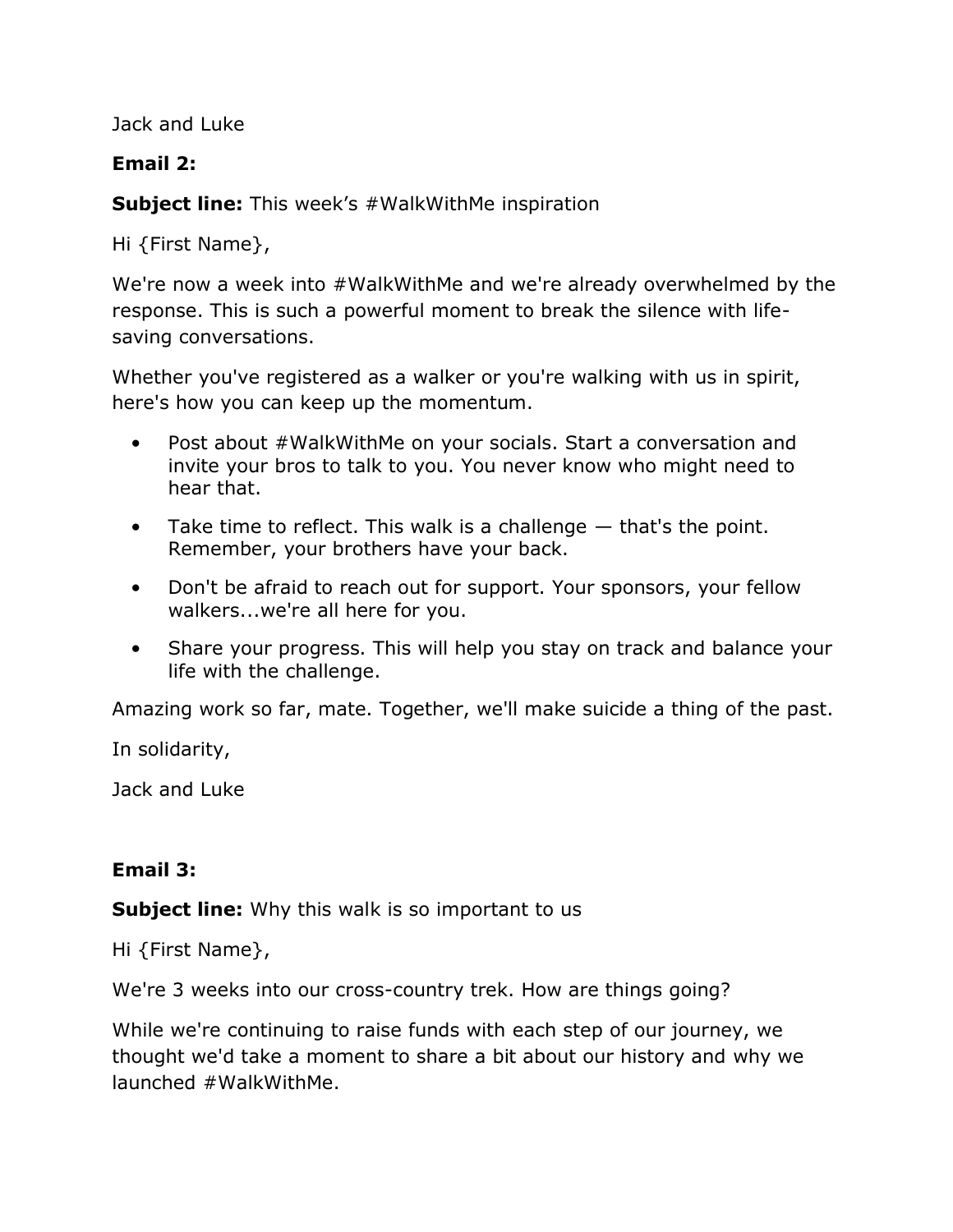Jack and Luke

**Email 2:**

**Subject line:** This week's #WalkWithMe inspiration

Hi {First Name},

We're now a week into #WalkWithMe and we're already overwhelmed by the response. This is such a powerful moment to break the silence with life-saving conversations.

Whether you've registered as a walker or you're walking with us in spirit, here's how you can keep up the momentum.

- Post about #WalkWithMe on your socials. Start a conversation and invite your bros to talk to you. You never know who might need to hear that.
- Take time to reflect. This walk is a challenge — that's the point. Remember, your brothers have your back.
- Don't be afraid to reach out for support. Your sponsors, your fellow walkers...we're all here for you.
- Share your progress. This will help you stay on track and balance your life with the challenge.

Amazing work so far, mate. Together, we'll make suicide a thing of the past.

In solidarity,

Jack and Luke

**Email 3:**

**Subject line:** Why this walk is so important to us

Hi {First Name},

We're 3 weeks into our cross-country trek. How are things going?

While we're continuing to raise funds with each step of our journey, we thought we'd take a moment to share a bit about our history and why we launched #WalkWithMe.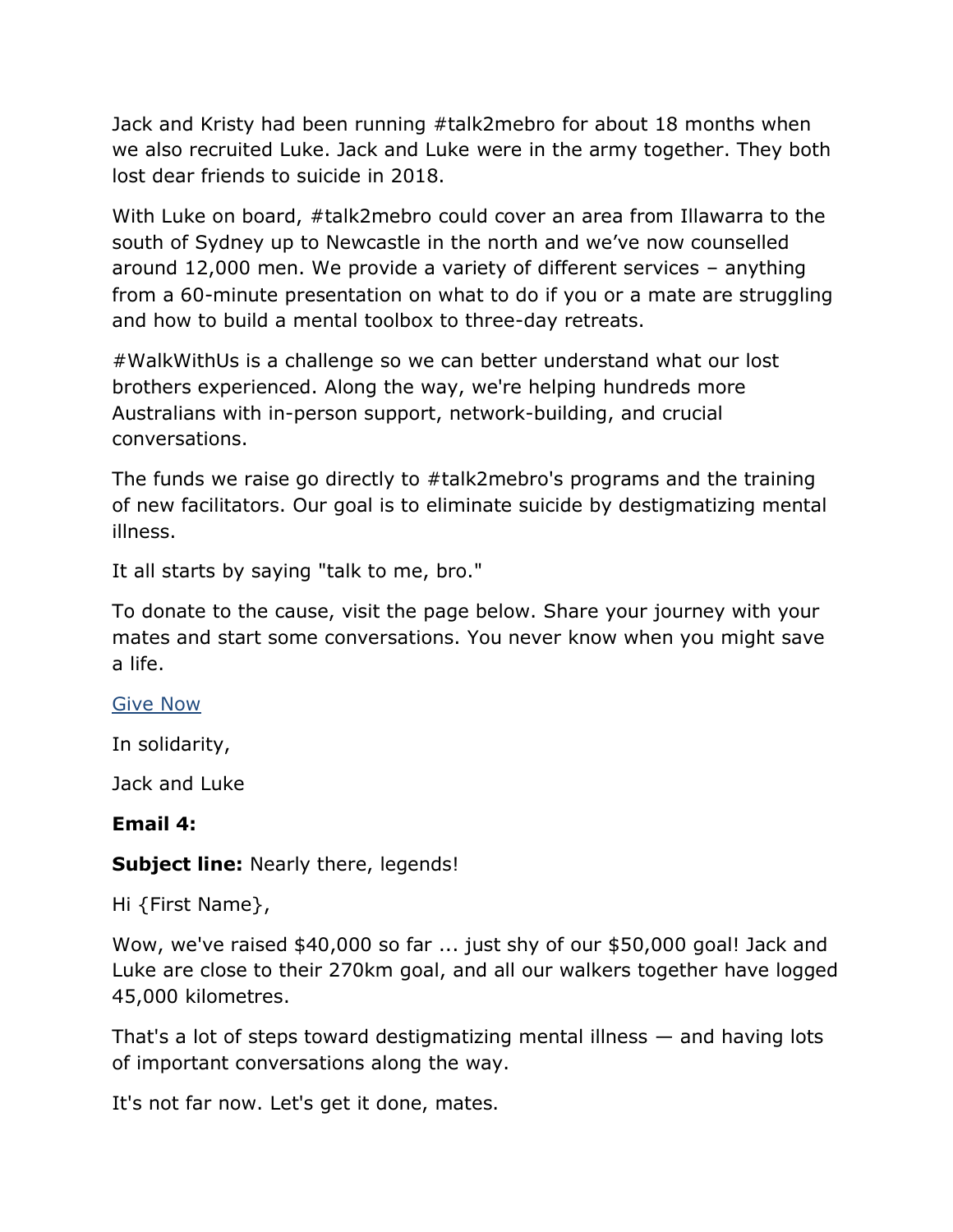Jack and Kristy had been running #talk2mebro for about 18 months when we also recruited Luke. Jack and Luke were in the army together. They both lost dear friends to suicide in 2018.

With Luke on board, #talk2mebro could cover an area from Illawarra to the south of Sydney up to Newcastle in the north and we've now counselled around 12,000 men. We provide a variety of different services – anything from a 60-minute presentation on what to do if you or a mate are struggling and how to build a mental toolbox to three-day retreats.

#WalkWithUs is a challenge so we can better understand what our lost brothers experienced. Along the way, we're helping hundreds more Australians with in-person support, network-building, and crucial conversations.

The funds we raise go directly to #talk2mebro's programs and the training of new facilitators. Our goal is to eliminate suicide by destigmatizing mental illness.

It all starts by saying "talk to me, bro."

To donate to the cause, visit the page below. Share your journey with your mates and start some conversations. You never know when you might save a life.

[Give Now]

In solidarity,

Jack and Luke

**Email 4:**

**Subject line:** Nearly there, legends!

Hi {First Name},

Wow, we've raised $40,000 so far ... just shy of our $50,000 goal! Jack and Luke are close to their 270km goal, and all our walkers together have logged 45,000 kilometres.

That's a lot of steps toward destigmatizing mental illness — and having lots of important conversations along the way.

It's not far now. Let's get it done, mates.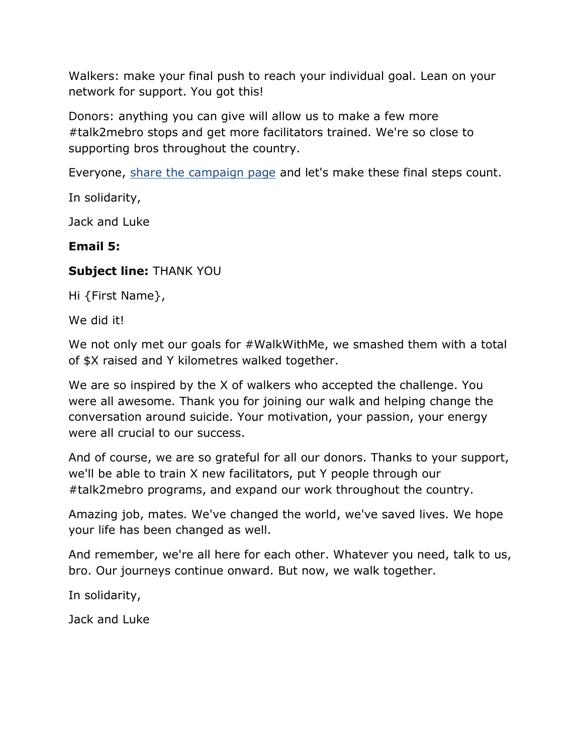Walkers: make your final push to reach your individual goal. Lean on your network for support. You got this!

Donors: anything you can give will allow us to make a few more #talk2mebro stops and get more facilitators trained. We're so close to supporting bros throughout the country.

Everyone, share the campaign page and let's make these final steps count.

In solidarity,

Jack and Luke

**Email 5:**

**Subject line:** THANK YOU

Hi {First Name},

We did it!

We not only met our goals for #WalkWithMe, we smashed them with a total of $X raised and Y kilometres walked together.

We are so inspired by the X of walkers who accepted the challenge. You were all awesome. Thank you for joining our walk and helping change the conversation around suicide. Your motivation, your passion, your energy were all crucial to our success.

And of course, we are so grateful for all our donors. Thanks to your support, we'll be able to train X new facilitators, put Y people through our #talk2mebro programs, and expand our work throughout the country.

Amazing job, mates. We've changed the world, we've saved lives. We hope your life has been changed as well.

And remember, we're all here for each other. Whatever you need, talk to us, bro. Our journeys continue onward. But now, we walk together.

In solidarity,

Jack and Luke